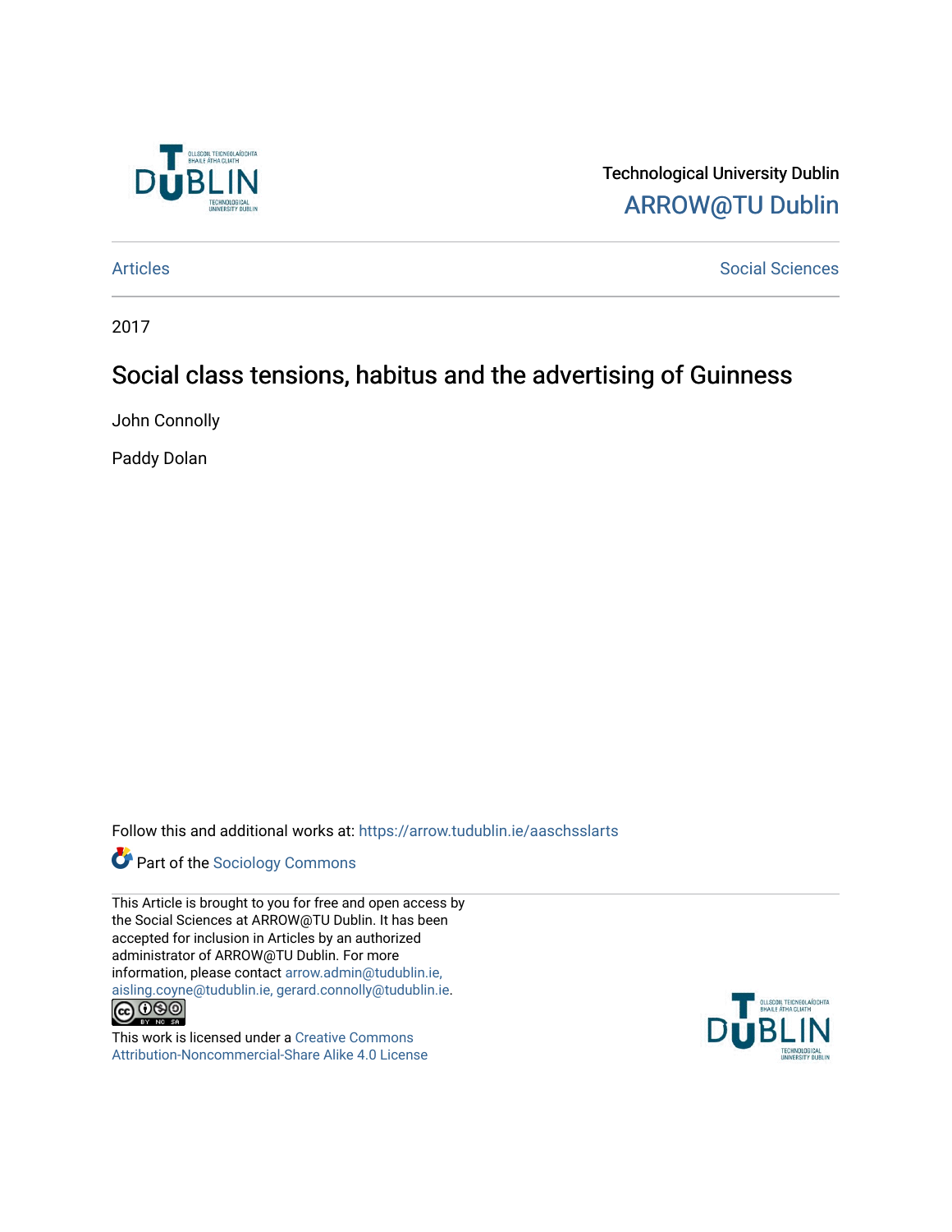Technological University Dublin

ARROW@TU Dublin

Articles | Social Sciences

2017

# Social class tensions, habitus and the advertising of Guinness

John Connolly

Paddy Dolan

Follow this and additional works at: https://arrow.tudublin.ie/aaschsslarts

Part of the Sociology Commons

This Article is brought to you for free and open access by the Social Sciences at ARROW@TU Dublin. It has been accepted for inclusion in Articles by an authorized administrator of ARROW@TU Dublin. For more information, please contact arrow.admin@tudublin.ie, aisling.coyne@tudublin.ie, gerard.connolly@tudublin.ie.

This work is licensed under a Creative Commons Attribution-Noncommercial-Share Alike 4.0 License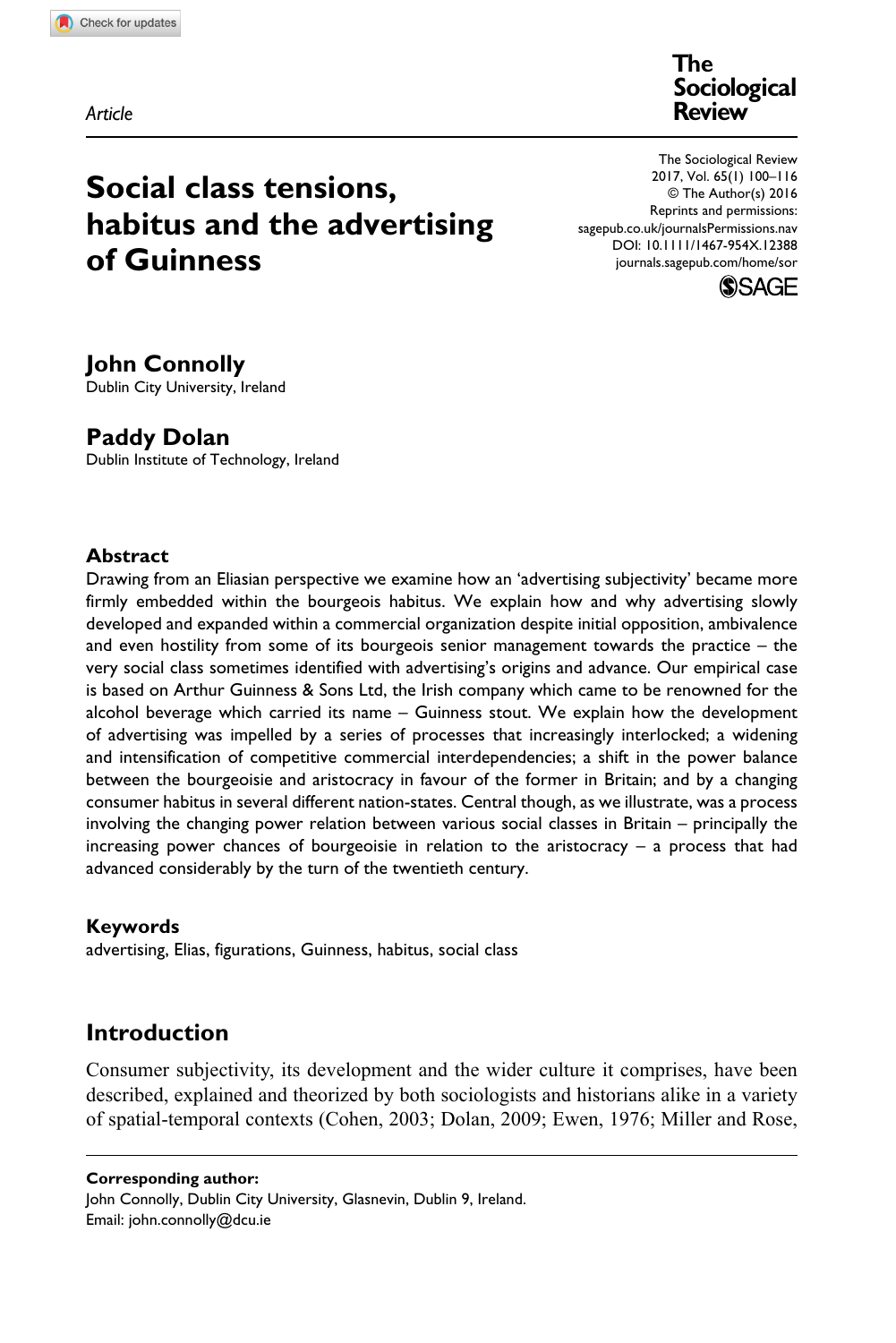Article

# Social class tensions, habitus and the advertising of Guinness

**John Connolly**
Dublin City University, Ireland

**Paddy Dolan**
Dublin Institute of Technology, Ireland

### Abstract

Drawing from an Eliasian perspective we examine how an 'advertising subjectivity' became more firmly embedded within the bourgeois habitus. We explain how and why advertising slowly developed and expanded within a commercial organization despite initial opposition, ambivalence and even hostility from some of its bourgeois senior management towards the practice – the very social class sometimes identified with advertising's origins and advance. Our empirical case is based on Arthur Guinness & Sons Ltd, the Irish company which came to be renowned for the alcohol beverage which carried its name – Guinness stout. We explain how the development of advertising was impelled by a series of processes that increasingly interlocked; a widening and intensification of competitive commercial interdependencies; a shift in the power balance between the bourgeoisie and aristocracy in favour of the former in Britain; and by a changing consumer habitus in several different nation-states. Central though, as we illustrate, was a process involving the changing power relation between various social classes in Britain – principally the increasing power chances of bourgeoisie in relation to the aristocracy – a process that had advanced considerably by the turn of the twentieth century.

### Keywords

advertising, Elias, figurations, Guinness, habitus, social class

## Introduction

Consumer subjectivity, its development and the wider culture it comprises, have been described, explained and theorized by both sociologists and historians alike in a variety of spatial-temporal contexts (Cohen, 2003; Dolan, 2009; Ewen, 1976; Miller and Rose,

**Corresponding author:**
John Connolly, Dublin City University, Glasnevin, Dublin 9, Ireland.
Email: john.connolly@dcu.ie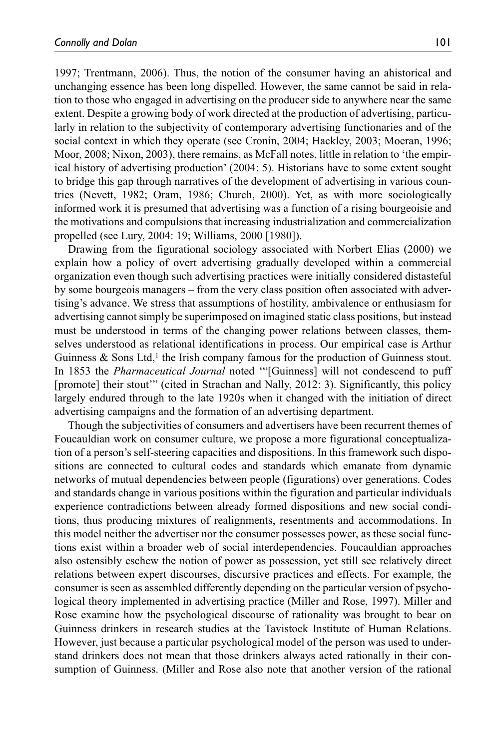1997; Trentmann, 2006). Thus, the notion of the consumer having an ahistorical and unchanging essence has been long dispelled. However, the same cannot be said in relation to those who engaged in advertising on the producer side to anywhere near the same extent. Despite a growing body of work directed at the production of advertising, particularly in relation to the subjectivity of contemporary advertising functionaries and of the social context in which they operate (see Cronin, 2004; Hackley, 2003; Moeran, 1996; Moor, 2008; Nixon, 2003), there remains, as McFall notes, little in relation to 'the empirical history of advertising production' (2004: 5). Historians have to some extent sought to bridge this gap through narratives of the development of advertising in various countries (Nevett, 1982; Oram, 1986; Church, 2000). Yet, as with more sociologically informed work it is presumed that advertising was a function of a rising bourgeoisie and the motivations and compulsions that increasing industrialization and commercialization propelled (see Lury, 2004: 19; Williams, 2000 [1980]).

Drawing from the figurational sociology associated with Norbert Elias (2000) we explain how a policy of overt advertising gradually developed within a commercial organization even though such advertising practices were initially considered distasteful by some bourgeois managers – from the very class position often associated with advertising's advance. We stress that assumptions of hostility, ambivalence or enthusiasm for advertising cannot simply be superimposed on imagined static class positions, but instead must be understood in terms of the changing power relations between classes, themselves understood as relational identifications in process. Our empirical case is Arthur Guinness & Sons Ltd,[1] the Irish company famous for the production of Guinness stout. In 1853 the *Pharmaceutical Journal* noted '"[Guinness] will not condescend to puff [promote] their stout"' (cited in Strachan and Nally, 2012: 3). Significantly, this policy largely endured through to the late 1920s when it changed with the initiation of direct advertising campaigns and the formation of an advertising department.

Though the subjectivities of consumers and advertisers have been recurrent themes of Foucauldian work on consumer culture, we propose a more figurational conceptualization of a person's self-steering capacities and dispositions. In this framework such dispositions are connected to cultural codes and standards which emanate from dynamic networks of mutual dependencies between people (figurations) over generations. Codes and standards change in various positions within the figuration and particular individuals experience contradictions between already formed dispositions and new social conditions, thus producing mixtures of realignments, resentments and accommodations. In this model neither the advertiser nor the consumer possesses power, as these social functions exist within a broader web of social interdependencies. Foucauldian approaches also ostensibly eschew the notion of power as possession, yet still see relatively direct relations between expert discourses, discursive practices and effects. For example, the consumer is seen as assembled differently depending on the particular version of psychological theory implemented in advertising practice (Miller and Rose, 1997). Miller and Rose examine how the psychological discourse of rationality was brought to bear on Guinness drinkers in research studies at the Tavistock Institute of Human Relations. However, just because a particular psychological model of the person was used to understand drinkers does not mean that those drinkers always acted rationally in their consumption of Guinness. (Miller and Rose also note that another version of the rational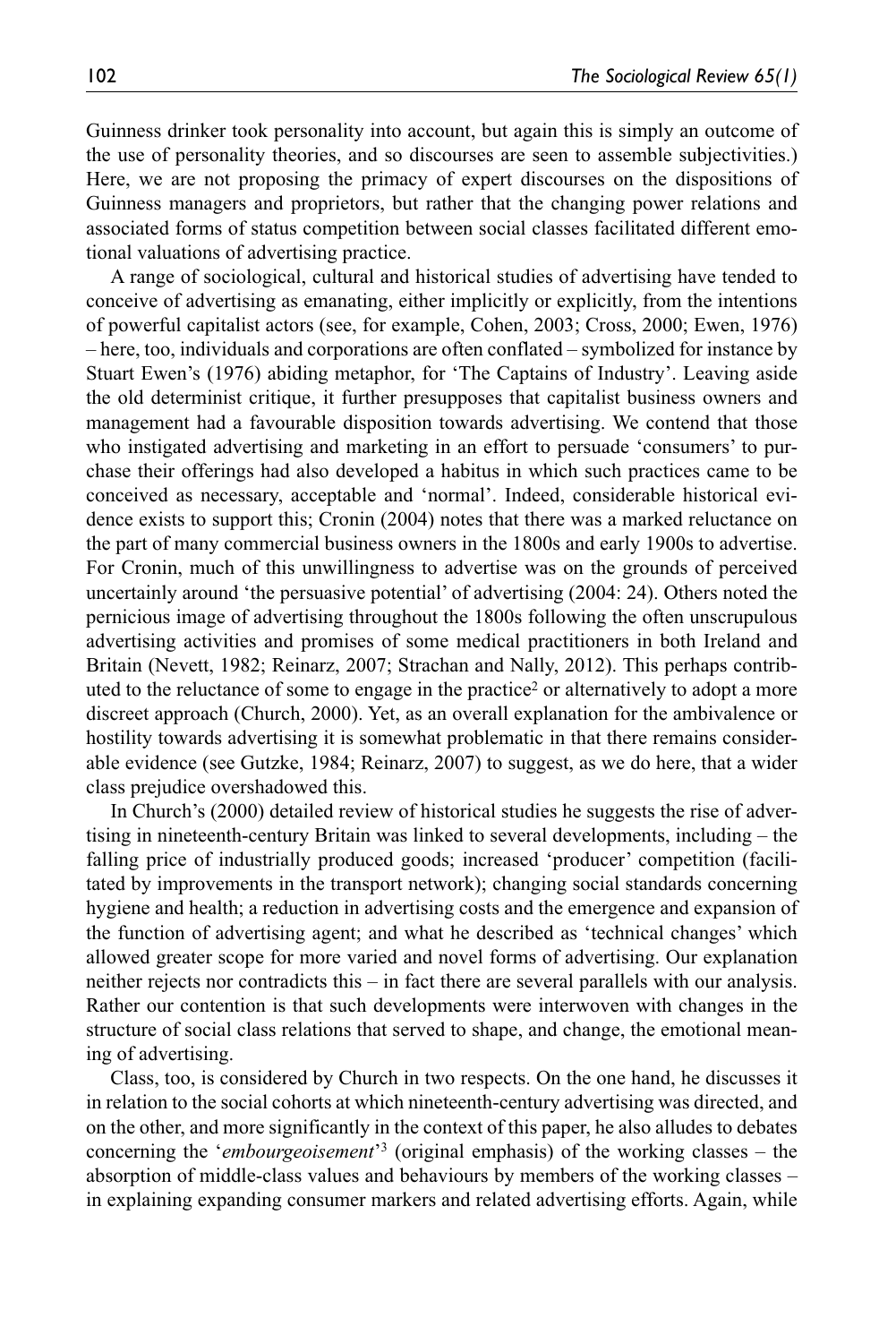Guinness drinker took personality into account, but again this is simply an outcome of the use of personality theories, and so discourses are seen to assemble subjectivities.) Here, we are not proposing the primacy of expert discourses on the dispositions of Guinness managers and proprietors, but rather that the changing power relations and associated forms of status competition between social classes facilitated different emotional valuations of advertising practice.

A range of sociological, cultural and historical studies of advertising have tended to conceive of advertising as emanating, either implicitly or explicitly, from the intentions of powerful capitalist actors (see, for example, Cohen, 2003; Cross, 2000; Ewen, 1976) – here, too, individuals and corporations are often conflated – symbolized for instance by Stuart Ewen's (1976) abiding metaphor, for 'The Captains of Industry'. Leaving aside the old determinist critique, it further presupposes that capitalist business owners and management had a favourable disposition towards advertising. We contend that those who instigated advertising and marketing in an effort to persuade 'consumers' to purchase their offerings had also developed a habitus in which such practices came to be conceived as necessary, acceptable and 'normal'. Indeed, considerable historical evidence exists to support this; Cronin (2004) notes that there was a marked reluctance on the part of many commercial business owners in the 1800s and early 1900s to advertise. For Cronin, much of this unwillingness to advertise was on the grounds of perceived uncertainly around 'the persuasive potential' of advertising (2004: 24). Others noted the pernicious image of advertising throughout the 1800s following the often unscrupulous advertising activities and promises of some medical practitioners in both Ireland and Britain (Nevett, 1982; Reinarz, 2007; Strachan and Nally, 2012). This perhaps contributed to the reluctance of some to engage in the practice[2] or alternatively to adopt a more discreet approach (Church, 2000). Yet, as an overall explanation for the ambivalence or hostility towards advertising it is somewhat problematic in that there remains considerable evidence (see Gutzke, 1984; Reinarz, 2007) to suggest, as we do here, that a wider class prejudice overshadowed this.

In Church's (2000) detailed review of historical studies he suggests the rise of advertising in nineteenth-century Britain was linked to several developments, including – the falling price of industrially produced goods; increased 'producer' competition (facilitated by improvements in the transport network); changing social standards concerning hygiene and health; a reduction in advertising costs and the emergence and expansion of the function of advertising agent; and what he described as 'technical changes' which allowed greater scope for more varied and novel forms of advertising. Our explanation neither rejects nor contradicts this – in fact there are several parallels with our analysis. Rather our contention is that such developments were interwoven with changes in the structure of social class relations that served to shape, and change, the emotional meaning of advertising.

Class, too, is considered by Church in two respects. On the one hand, he discusses it in relation to the social cohorts at which nineteenth-century advertising was directed, and on the other, and more significantly in the context of this paper, he also alludes to debates concerning the '*embourgeoisement*'[3] (original emphasis) of the working classes – the absorption of middle-class values and behaviours by members of the working classes – in explaining expanding consumer markers and related advertising efforts. Again, while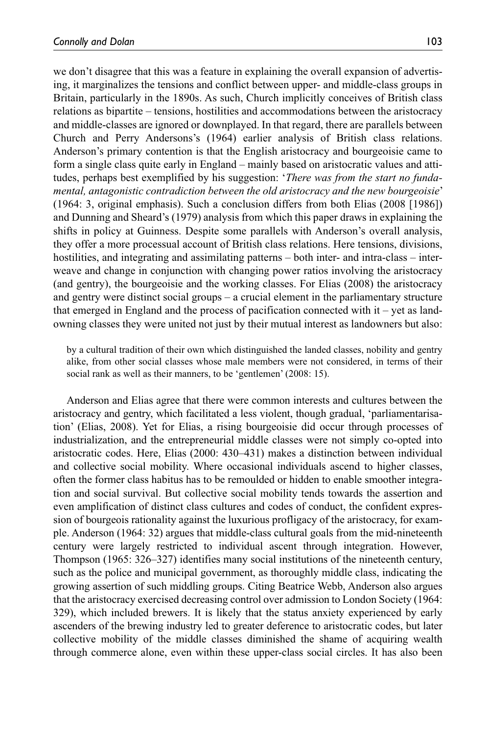we don't disagree that this was a feature in explaining the overall expansion of advertising, it marginalizes the tensions and conflict between upper- and middle-class groups in Britain, particularly in the 1890s. As such, Church implicitly conceives of British class relations as bipartite – tensions, hostilities and accommodations between the aristocracy and middle-classes are ignored or downplayed. In that regard, there are parallels between Church and Perry Andersons's (1964) earlier analysis of British class relations. Anderson's primary contention is that the English aristocracy and bourgeoisie came to form a single class quite early in England – mainly based on aristocratic values and attitudes, perhaps best exemplified by his suggestion: '*There was from the start no fundamental, antagonistic contradiction between the old aristocracy and the new bourgeoisie*' (1964: 3, original emphasis). Such a conclusion differs from both Elias (2008 [1986]) and Dunning and Sheard's (1979) analysis from which this paper draws in explaining the shifts in policy at Guinness. Despite some parallels with Anderson's overall analysis, they offer a more processual account of British class relations. Here tensions, divisions, hostilities, and integrating and assimilating patterns – both inter- and intra-class – interweave and change in conjunction with changing power ratios involving the aristocracy (and gentry), the bourgeoisie and the working classes. For Elias (2008) the aristocracy and gentry were distinct social groups – a crucial element in the parliamentary structure that emerged in England and the process of pacification connected with it – yet as landowning classes they were united not just by their mutual interest as landowners but also:

> by a cultural tradition of their own which distinguished the landed classes, nobility and gentry alike, from other social classes whose male members were not considered, in terms of their social rank as well as their manners, to be 'gentlemen' (2008: 15).

Anderson and Elias agree that there were common interests and cultures between the aristocracy and gentry, which facilitated a less violent, though gradual, 'parliamentarisation' (Elias, 2008). Yet for Elias, a rising bourgeoisie did occur through processes of industrialization, and the entrepreneurial middle classes were not simply co-opted into aristocratic codes. Here, Elias (2000: 430–431) makes a distinction between individual and collective social mobility. Where occasional individuals ascend to higher classes, often the former class habitus has to be remoulded or hidden to enable smoother integration and social survival. But collective social mobility tends towards the assertion and even amplification of distinct class cultures and codes of conduct, the confident expression of bourgeois rationality against the luxurious profligacy of the aristocracy, for example. Anderson (1964: 32) argues that middle-class cultural goals from the mid-nineteenth century were largely restricted to individual ascent through integration. However, Thompson (1965: 326–327) identifies many social institutions of the nineteenth century, such as the police and municipal government, as thoroughly middle class, indicating the growing assertion of such middling groups. Citing Beatrice Webb, Anderson also argues that the aristocracy exercised decreasing control over admission to London Society (1964: 329), which included brewers. It is likely that the status anxiety experienced by early ascenders of the brewing industry led to greater deference to aristocratic codes, but later collective mobility of the middle classes diminished the shame of acquiring wealth through commerce alone, even within these upper-class social circles. It has also been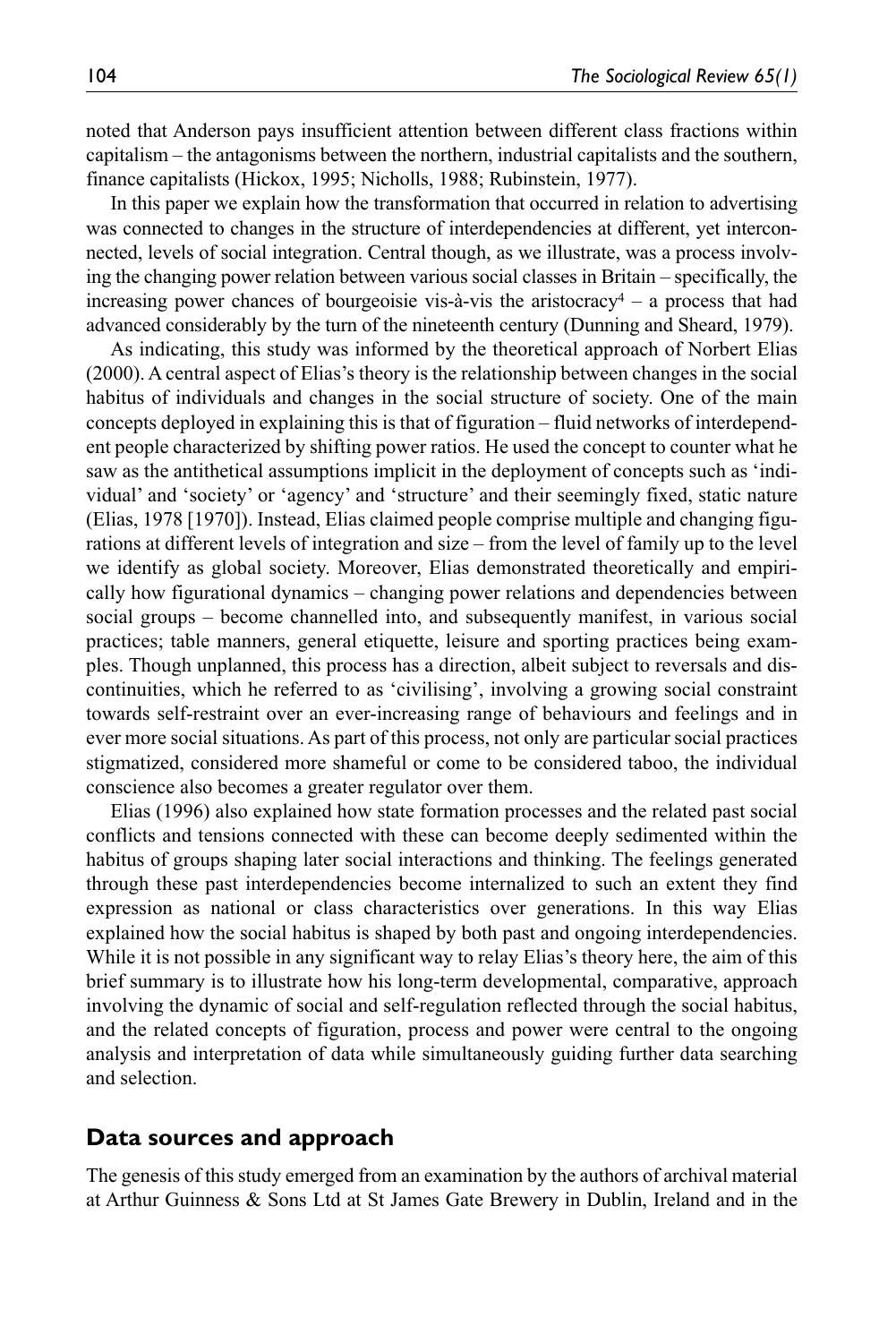noted that Anderson pays insufficient attention between different class fractions within capitalism – the antagonisms between the northern, industrial capitalists and the southern, finance capitalists (Hickox, 1995; Nicholls, 1988; Rubinstein, 1977).

In this paper we explain how the transformation that occurred in relation to advertising was connected to changes in the structure of interdependencies at different, yet interconnected, levels of social integration. Central though, as we illustrate, was a process involving the changing power relation between various social classes in Britain – specifically, the increasing power chances of bourgeoisie vis-à-vis the aristocracy[4] – a process that had advanced considerably by the turn of the nineteenth century (Dunning and Sheard, 1979).

As indicating, this study was informed by the theoretical approach of Norbert Elias (2000). A central aspect of Elias's theory is the relationship between changes in the social habitus of individuals and changes in the social structure of society. One of the main concepts deployed in explaining this is that of figuration – fluid networks of interdependent people characterized by shifting power ratios. He used the concept to counter what he saw as the antithetical assumptions implicit in the deployment of concepts such as 'individual' and 'society' or 'agency' and 'structure' and their seemingly fixed, static nature (Elias, 1978 [1970]). Instead, Elias claimed people comprise multiple and changing figurations at different levels of integration and size – from the level of family up to the level we identify as global society. Moreover, Elias demonstrated theoretically and empirically how figurational dynamics – changing power relations and dependencies between social groups – become channelled into, and subsequently manifest, in various social practices; table manners, general etiquette, leisure and sporting practices being examples. Though unplanned, this process has a direction, albeit subject to reversals and discontinuities, which he referred to as 'civilising', involving a growing social constraint towards self-restraint over an ever-increasing range of behaviours and feelings and in ever more social situations. As part of this process, not only are particular social practices stigmatized, considered more shameful or come to be considered taboo, the individual conscience also becomes a greater regulator over them.

Elias (1996) also explained how state formation processes and the related past social conflicts and tensions connected with these can become deeply sedimented within the habitus of groups shaping later social interactions and thinking. The feelings generated through these past interdependencies become internalized to such an extent they find expression as national or class characteristics over generations. In this way Elias explained how the social habitus is shaped by both past and ongoing interdependencies. While it is not possible in any significant way to relay Elias's theory here, the aim of this brief summary is to illustrate how his long-term developmental, comparative, approach involving the dynamic of social and self-regulation reflected through the social habitus, and the related concepts of figuration, process and power were central to the ongoing analysis and interpretation of data while simultaneously guiding further data searching and selection.

## Data sources and approach

The genesis of this study emerged from an examination by the authors of archival material at Arthur Guinness & Sons Ltd at St James Gate Brewery in Dublin, Ireland and in the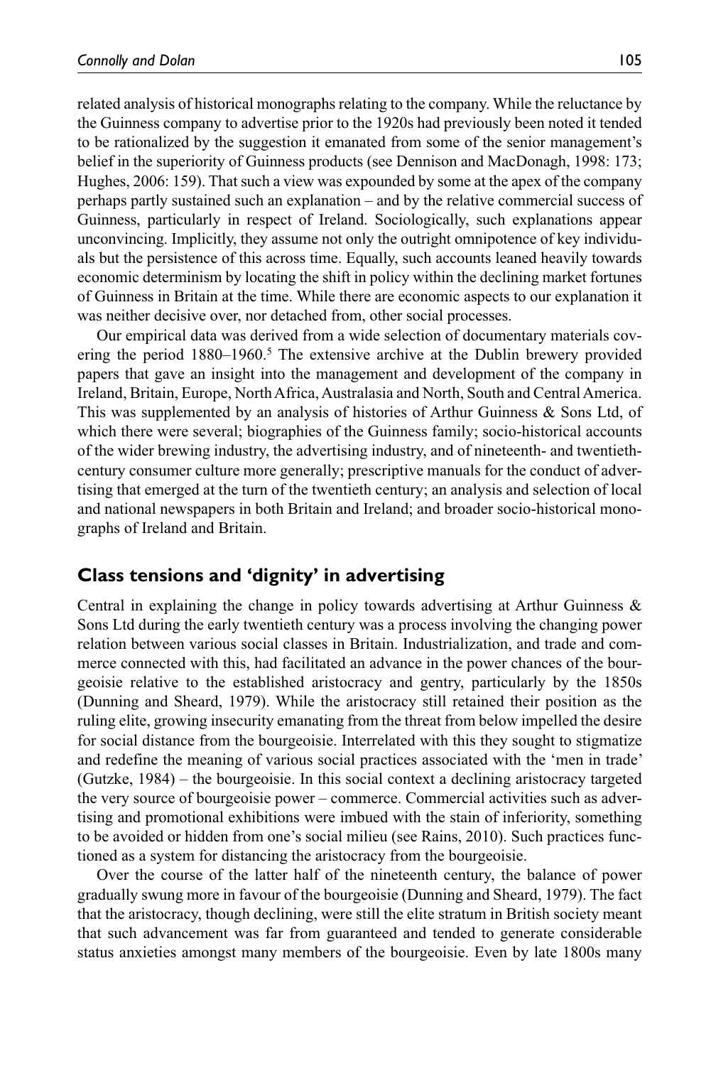related analysis of historical monographs relating to the company. While the reluctance by the Guinness company to advertise prior to the 1920s had previously been noted it tended to be rationalized by the suggestion it emanated from some of the senior management's belief in the superiority of Guinness products (see Dennison and MacDonagh, 1998: 173; Hughes, 2006: 159). That such a view was expounded by some at the apex of the company perhaps partly sustained such an explanation – and by the relative commercial success of Guinness, particularly in respect of Ireland. Sociologically, such explanations appear unconvincing. Implicitly, they assume not only the outright omnipotence of key individuals but the persistence of this across time. Equally, such accounts leaned heavily towards economic determinism by locating the shift in policy within the declining market fortunes of Guinness in Britain at the time. While there are economic aspects to our explanation it was neither decisive over, nor detached from, other social processes.

Our empirical data was derived from a wide selection of documentary materials covering the period 1880–1960.[5] The extensive archive at the Dublin brewery provided papers that gave an insight into the management and development of the company in Ireland, Britain, Europe, North Africa, Australasia and North, South and Central America. This was supplemented by an analysis of histories of Arthur Guinness & Sons Ltd, of which there were several; biographies of the Guinness family; socio-historical accounts of the wider brewing industry, the advertising industry, and of nineteenth- and twentieth-century consumer culture more generally; prescriptive manuals for the conduct of advertising that emerged at the turn of the twentieth century; an analysis and selection of local and national newspapers in both Britain and Ireland; and broader socio-historical monographs of Ireland and Britain.

## Class tensions and 'dignity' in advertising

Central in explaining the change in policy towards advertising at Arthur Guinness & Sons Ltd during the early twentieth century was a process involving the changing power relation between various social classes in Britain. Industrialization, and trade and commerce connected with this, had facilitated an advance in the power chances of the bourgeoisie relative to the established aristocracy and gentry, particularly by the 1850s (Dunning and Sheard, 1979). While the aristocracy still retained their position as the ruling elite, growing insecurity emanating from the threat from below impelled the desire for social distance from the bourgeoisie. Interrelated with this they sought to stigmatize and redefine the meaning of various social practices associated with the 'men in trade' (Gutzke, 1984) – the bourgeoisie. In this social context a declining aristocracy targeted the very source of bourgeoisie power – commerce. Commercial activities such as advertising and promotional exhibitions were imbued with the stain of inferiority, something to be avoided or hidden from one's social milieu (see Rains, 2010). Such practices functioned as a system for distancing the aristocracy from the bourgeoisie.

Over the course of the latter half of the nineteenth century, the balance of power gradually swung more in favour of the bourgeoisie (Dunning and Sheard, 1979). The fact that the aristocracy, though declining, were still the elite stratum in British society meant that such advancement was far from guaranteed and tended to generate considerable status anxieties amongst many members of the bourgeoisie. Even by late 1800s many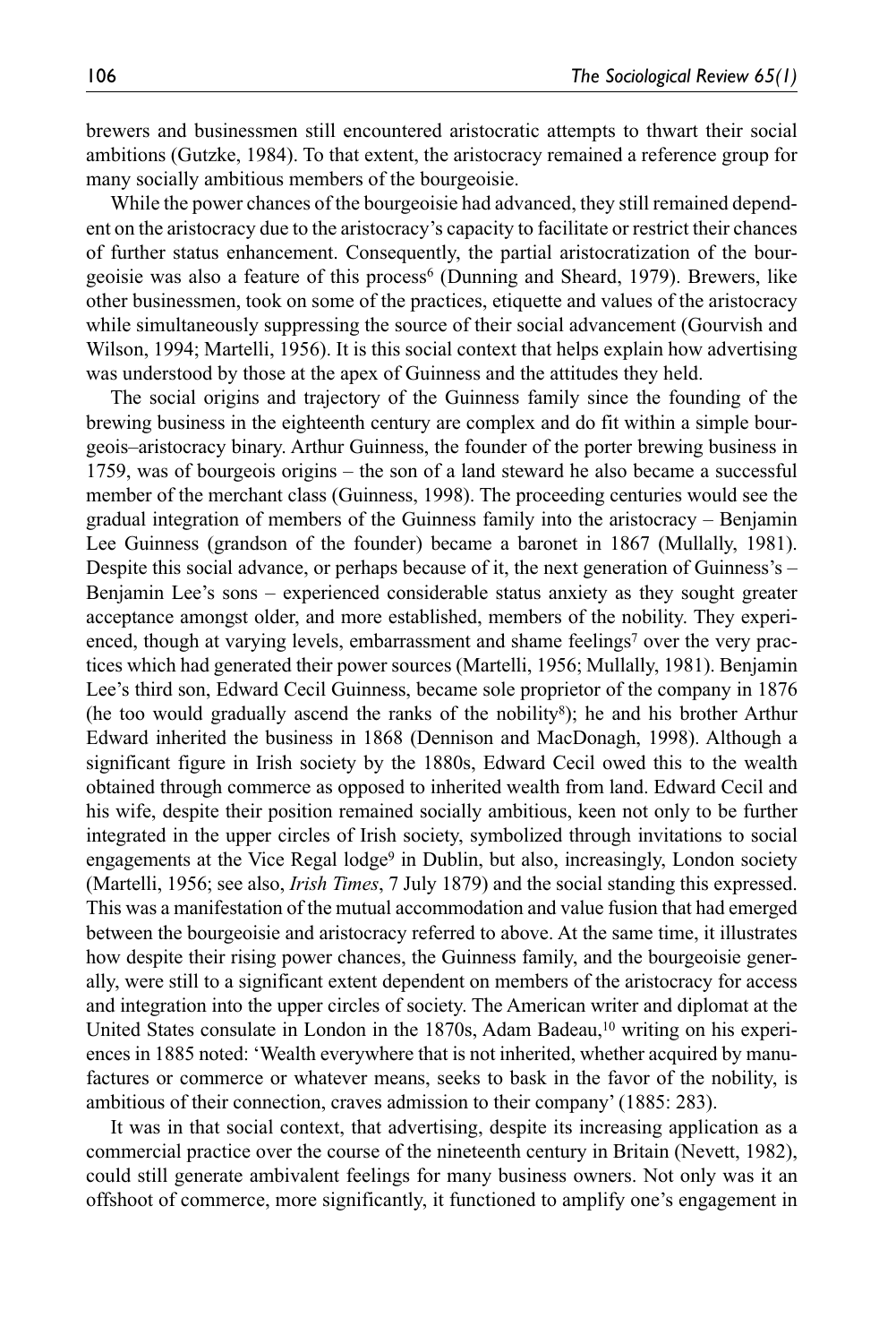brewers and businessmen still encountered aristocratic attempts to thwart their social ambitions (Gutzke, 1984). To that extent, the aristocracy remained a reference group for many socially ambitious members of the bourgeoisie.

While the power chances of the bourgeoisie had advanced, they still remained dependent on the aristocracy due to the aristocracy's capacity to facilitate or restrict their chances of further status enhancement. Consequently, the partial aristocratization of the bourgeoisie was also a feature of this process[6] (Dunning and Sheard, 1979). Brewers, like other businessmen, took on some of the practices, etiquette and values of the aristocracy while simultaneously suppressing the source of their social advancement (Gourvish and Wilson, 1994; Martelli, 1956). It is this social context that helps explain how advertising was understood by those at the apex of Guinness and the attitudes they held.

The social origins and trajectory of the Guinness family since the founding of the brewing business in the eighteenth century are complex and do fit within a simple bourgeois–aristocracy binary. Arthur Guinness, the founder of the porter brewing business in 1759, was of bourgeois origins – the son of a land steward he also became a successful member of the merchant class (Guinness, 1998). The proceeding centuries would see the gradual integration of members of the Guinness family into the aristocracy – Benjamin Lee Guinness (grandson of the founder) became a baronet in 1867 (Mullally, 1981). Despite this social advance, or perhaps because of it, the next generation of Guinness's – Benjamin Lee's sons – experienced considerable status anxiety as they sought greater acceptance amongst older, and more established, members of the nobility. They experienced, though at varying levels, embarrassment and shame feelings[7] over the very practices which had generated their power sources (Martelli, 1956; Mullally, 1981). Benjamin Lee's third son, Edward Cecil Guinness, became sole proprietor of the company in 1876 (he too would gradually ascend the ranks of the nobility[8]); he and his brother Arthur Edward inherited the business in 1868 (Dennison and MacDonagh, 1998). Although a significant figure in Irish society by the 1880s, Edward Cecil owed this to the wealth obtained through commerce as opposed to inherited wealth from land. Edward Cecil and his wife, despite their position remained socially ambitious, keen not only to be further integrated in the upper circles of Irish society, symbolized through invitations to social engagements at the Vice Regal lodge[9] in Dublin, but also, increasingly, London society (Martelli, 1956; see also, *Irish Times*, 7 July 1879) and the social standing this expressed. This was a manifestation of the mutual accommodation and value fusion that had emerged between the bourgeoisie and aristocracy referred to above. At the same time, it illustrates how despite their rising power chances, the Guinness family, and the bourgeoisie generally, were still to a significant extent dependent on members of the aristocracy for access and integration into the upper circles of society. The American writer and diplomat at the United States consulate in London in the 1870s, Adam Badeau,[10] writing on his experiences in 1885 noted: 'Wealth everywhere that is not inherited, whether acquired by manufactures or commerce or whatever means, seeks to bask in the favor of the nobility, is ambitious of their connection, craves admission to their company' (1885: 283).

It was in that social context, that advertising, despite its increasing application as a commercial practice over the course of the nineteenth century in Britain (Nevett, 1982), could still generate ambivalent feelings for many business owners. Not only was it an offshoot of commerce, more significantly, it functioned to amplify one's engagement in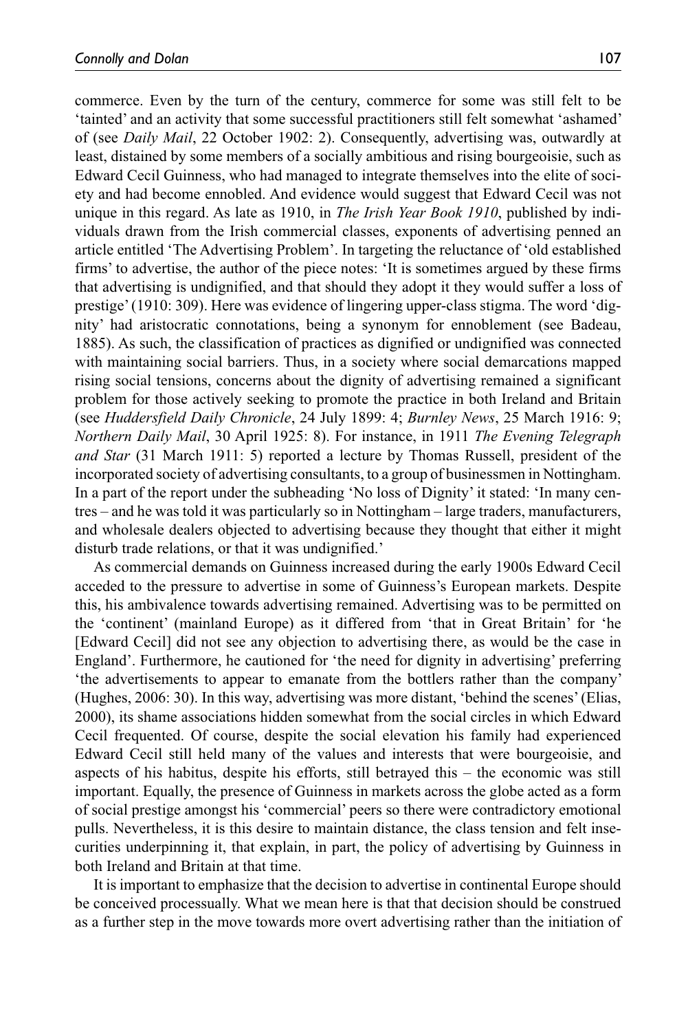commerce. Even by the turn of the century, commerce for some was still felt to be 'tainted' and an activity that some successful practitioners still felt somewhat 'ashamed' of (see *Daily Mail*, 22 October 1902: 2). Consequently, advertising was, outwardly at least, distained by some members of a socially ambitious and rising bourgeoisie, such as Edward Cecil Guinness, who had managed to integrate themselves into the elite of society and had become ennobled. And evidence would suggest that Edward Cecil was not unique in this regard. As late as 1910, in *The Irish Year Book 1910*, published by individuals drawn from the Irish commercial classes, exponents of advertising penned an article entitled 'The Advertising Problem'. In targeting the reluctance of 'old established firms' to advertise, the author of the piece notes: 'It is sometimes argued by these firms that advertising is undignified, and that should they adopt it they would suffer a loss of prestige' (1910: 309). Here was evidence of lingering upper-class stigma. The word 'dignity' had aristocratic connotations, being a synonym for ennoblement (see Badeau, 1885). As such, the classification of practices as dignified or undignified was connected with maintaining social barriers. Thus, in a society where social demarcations mapped rising social tensions, concerns about the dignity of advertising remained a significant problem for those actively seeking to promote the practice in both Ireland and Britain (see *Huddersfield Daily Chronicle*, 24 July 1899: 4; *Burnley News*, 25 March 1916: 9; *Northern Daily Mail*, 30 April 1925: 8). For instance, in 1911 *The Evening Telegraph and Star* (31 March 1911: 5) reported a lecture by Thomas Russell, president of the incorporated society of advertising consultants, to a group of businessmen in Nottingham. In a part of the report under the subheading 'No loss of Dignity' it stated: 'In many centres – and he was told it was particularly so in Nottingham – large traders, manufacturers, and wholesale dealers objected to advertising because they thought that either it might disturb trade relations, or that it was undignified.'

As commercial demands on Guinness increased during the early 1900s Edward Cecil acceded to the pressure to advertise in some of Guinness's European markets. Despite this, his ambivalence towards advertising remained. Advertising was to be permitted on the 'continent' (mainland Europe) as it differed from 'that in Great Britain' for 'he [Edward Cecil] did not see any objection to advertising there, as would be the case in England'. Furthermore, he cautioned for 'the need for dignity in advertising' preferring 'the advertisements to appear to emanate from the bottlers rather than the company' (Hughes, 2006: 30). In this way, advertising was more distant, 'behind the scenes' (Elias, 2000), its shame associations hidden somewhat from the social circles in which Edward Cecil frequented. Of course, despite the social elevation his family had experienced Edward Cecil still held many of the values and interests that were bourgeoisie, and aspects of his habitus, despite his efforts, still betrayed this – the economic was still important. Equally, the presence of Guinness in markets across the globe acted as a form of social prestige amongst his 'commercial' peers so there were contradictory emotional pulls. Nevertheless, it is this desire to maintain distance, the class tension and felt insecurities underpinning it, that explain, in part, the policy of advertising by Guinness in both Ireland and Britain at that time.

It is important to emphasize that the decision to advertise in continental Europe should be conceived processually. What we mean here is that that decision should be construed as a further step in the move towards more overt advertising rather than the initiation of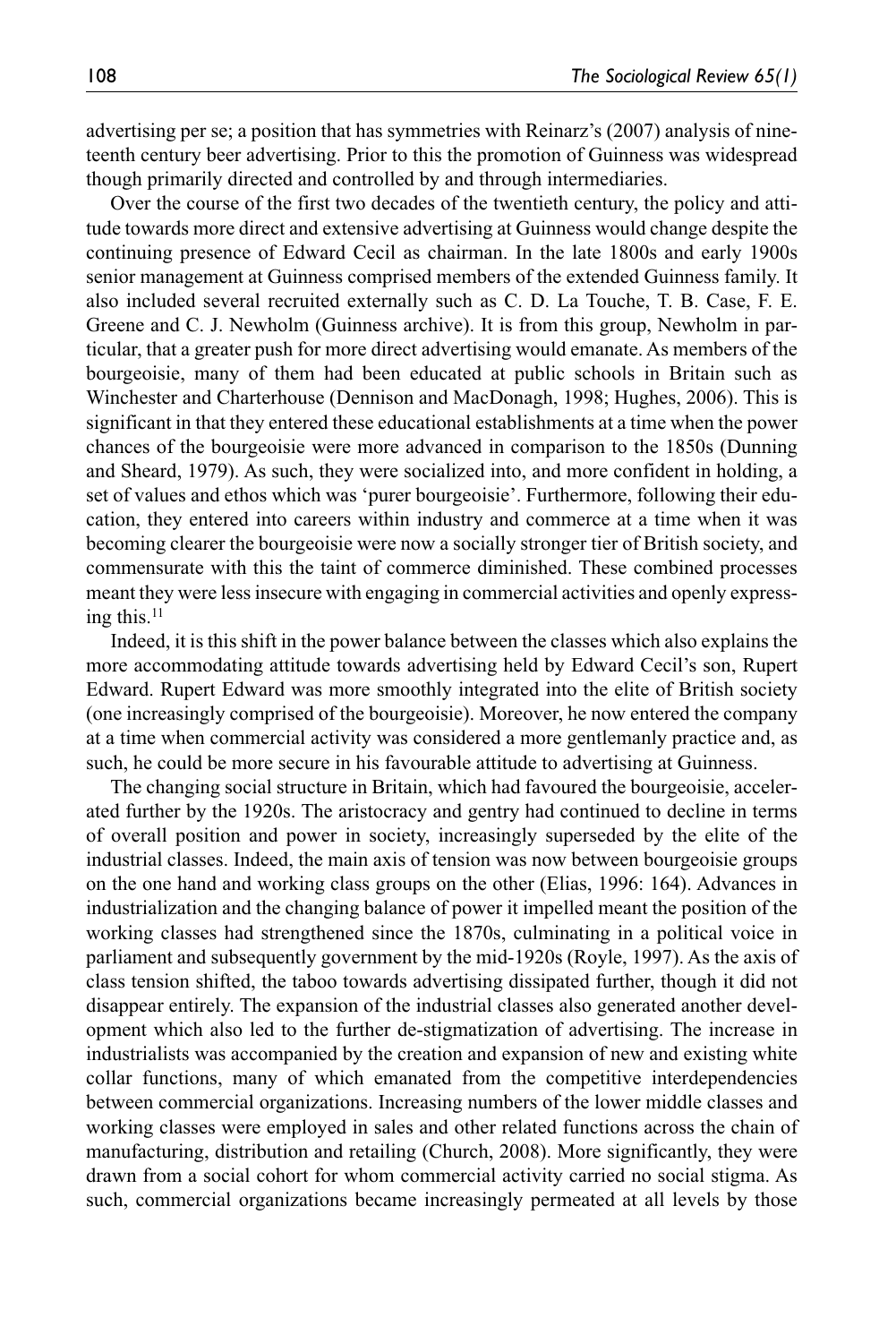advertising per se; a position that has symmetries with Reinarz's (2007) analysis of nineteenth century beer advertising. Prior to this the promotion of Guinness was widespread though primarily directed and controlled by and through intermediaries.

Over the course of the first two decades of the twentieth century, the policy and attitude towards more direct and extensive advertising at Guinness would change despite the continuing presence of Edward Cecil as chairman. In the late 1800s and early 1900s senior management at Guinness comprised members of the extended Guinness family. It also included several recruited externally such as C. D. La Touche, T. B. Case, F. E. Greene and C. J. Newholm (Guinness archive). It is from this group, Newholm in particular, that a greater push for more direct advertising would emanate. As members of the bourgeoisie, many of them had been educated at public schools in Britain such as Winchester and Charterhouse (Dennison and MacDonagh, 1998; Hughes, 2006). This is significant in that they entered these educational establishments at a time when the power chances of the bourgeoisie were more advanced in comparison to the 1850s (Dunning and Sheard, 1979). As such, they were socialized into, and more confident in holding, a set of values and ethos which was 'purer bourgeoisie'. Furthermore, following their education, they entered into careers within industry and commerce at a time when it was becoming clearer the bourgeoisie were now a socially stronger tier of British society, and commensurate with this the taint of commerce diminished. These combined processes meant they were less insecure with engaging in commercial activities and openly expressing this.[11]

Indeed, it is this shift in the power balance between the classes which also explains the more accommodating attitude towards advertising held by Edward Cecil's son, Rupert Edward. Rupert Edward was more smoothly integrated into the elite of British society (one increasingly comprised of the bourgeoisie). Moreover, he now entered the company at a time when commercial activity was considered a more gentlemanly practice and, as such, he could be more secure in his favourable attitude to advertising at Guinness.

The changing social structure in Britain, which had favoured the bourgeoisie, accelerated further by the 1920s. The aristocracy and gentry had continued to decline in terms of overall position and power in society, increasingly superseded by the elite of the industrial classes. Indeed, the main axis of tension was now between bourgeoisie groups on the one hand and working class groups on the other (Elias, 1996: 164). Advances in industrialization and the changing balance of power it impelled meant the position of the working classes had strengthened since the 1870s, culminating in a political voice in parliament and subsequently government by the mid-1920s (Royle, 1997). As the axis of class tension shifted, the taboo towards advertising dissipated further, though it did not disappear entirely. The expansion of the industrial classes also generated another development which also led to the further de-stigmatization of advertising. The increase in industrialists was accompanied by the creation and expansion of new and existing white collar functions, many of which emanated from the competitive interdependencies between commercial organizations. Increasing numbers of the lower middle classes and working classes were employed in sales and other related functions across the chain of manufacturing, distribution and retailing (Church, 2008). More significantly, they were drawn from a social cohort for whom commercial activity carried no social stigma. As such, commercial organizations became increasingly permeated at all levels by those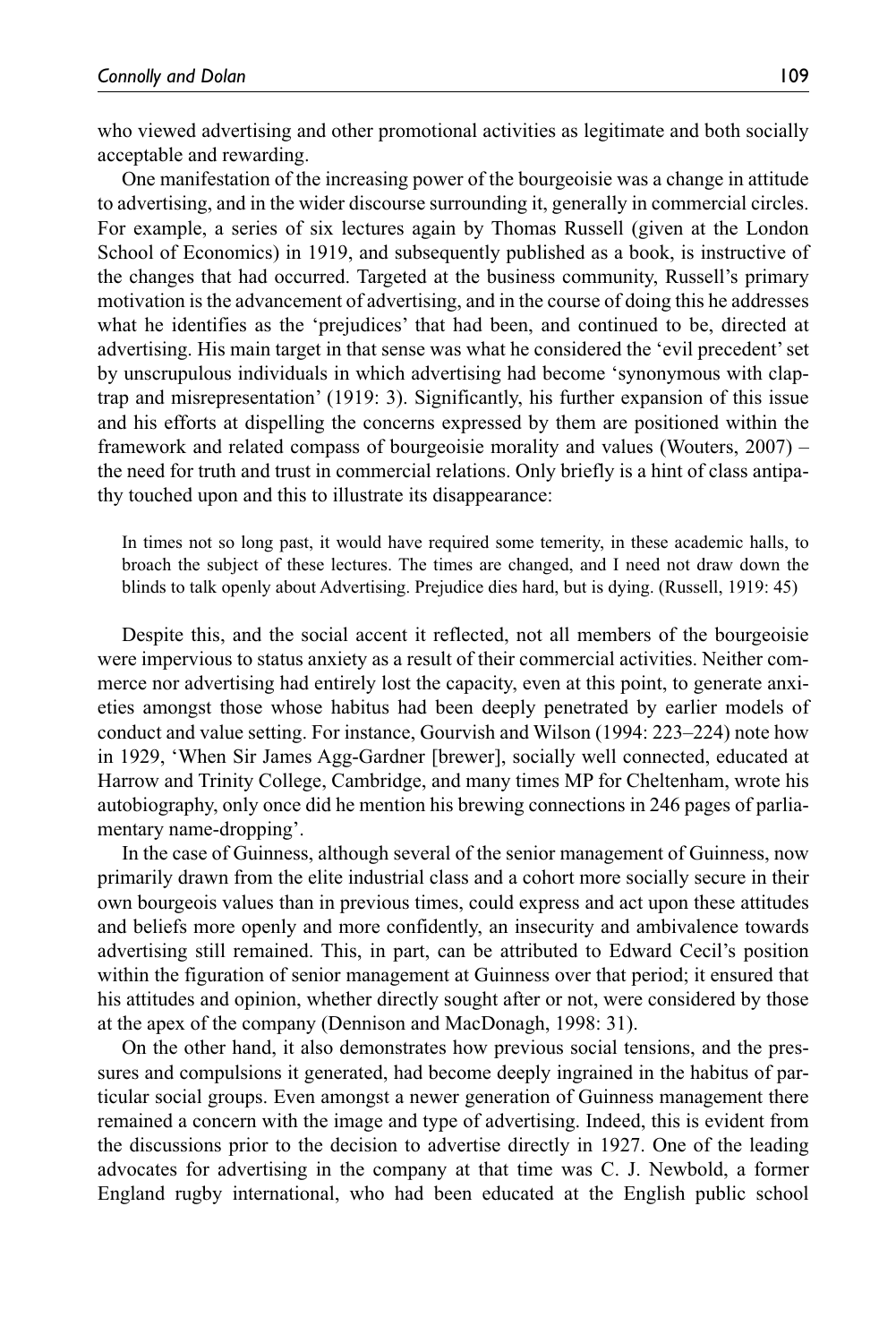who viewed advertising and other promotional activities as legitimate and both socially acceptable and rewarding.

One manifestation of the increasing power of the bourgeoisie was a change in attitude to advertising, and in the wider discourse surrounding it, generally in commercial circles. For example, a series of six lectures again by Thomas Russell (given at the London School of Economics) in 1919, and subsequently published as a book, is instructive of the changes that had occurred. Targeted at the business community, Russell's primary motivation is the advancement of advertising, and in the course of doing this he addresses what he identifies as the 'prejudices' that had been, and continued to be, directed at advertising. His main target in that sense was what he considered the 'evil precedent' set by unscrupulous individuals in which advertising had become 'synonymous with claptrap and misrepresentation' (1919: 3). Significantly, his further expansion of this issue and his efforts at dispelling the concerns expressed by them are positioned within the framework and related compass of bourgeoisie morality and values (Wouters, 2007) – the need for truth and trust in commercial relations. Only briefly is a hint of class antipathy touched upon and this to illustrate its disappearance:

> In times not so long past, it would have required some temerity, in these academic halls, to broach the subject of these lectures. The times are changed, and I need not draw down the blinds to talk openly about Advertising. Prejudice dies hard, but is dying. (Russell, 1919: 45)

Despite this, and the social accent it reflected, not all members of the bourgeoisie were impervious to status anxiety as a result of their commercial activities. Neither commerce nor advertising had entirely lost the capacity, even at this point, to generate anxieties amongst those whose habitus had been deeply penetrated by earlier models of conduct and value setting. For instance, Gourvish and Wilson (1994: 223–224) note how in 1929, 'When Sir James Agg-Gardner [brewer], socially well connected, educated at Harrow and Trinity College, Cambridge, and many times MP for Cheltenham, wrote his autobiography, only once did he mention his brewing connections in 246 pages of parliamentary name-dropping'.

In the case of Guinness, although several of the senior management of Guinness, now primarily drawn from the elite industrial class and a cohort more socially secure in their own bourgeois values than in previous times, could express and act upon these attitudes and beliefs more openly and more confidently, an insecurity and ambivalence towards advertising still remained. This, in part, can be attributed to Edward Cecil's position within the figuration of senior management at Guinness over that period; it ensured that his attitudes and opinion, whether directly sought after or not, were considered by those at the apex of the company (Dennison and MacDonagh, 1998: 31).

On the other hand, it also demonstrates how previous social tensions, and the pressures and compulsions it generated, had become deeply ingrained in the habitus of particular social groups. Even amongst a newer generation of Guinness management there remained a concern with the image and type of advertising. Indeed, this is evident from the discussions prior to the decision to advertise directly in 1927. One of the leading advocates for advertising in the company at that time was C. J. Newbold, a former England rugby international, who had been educated at the English public school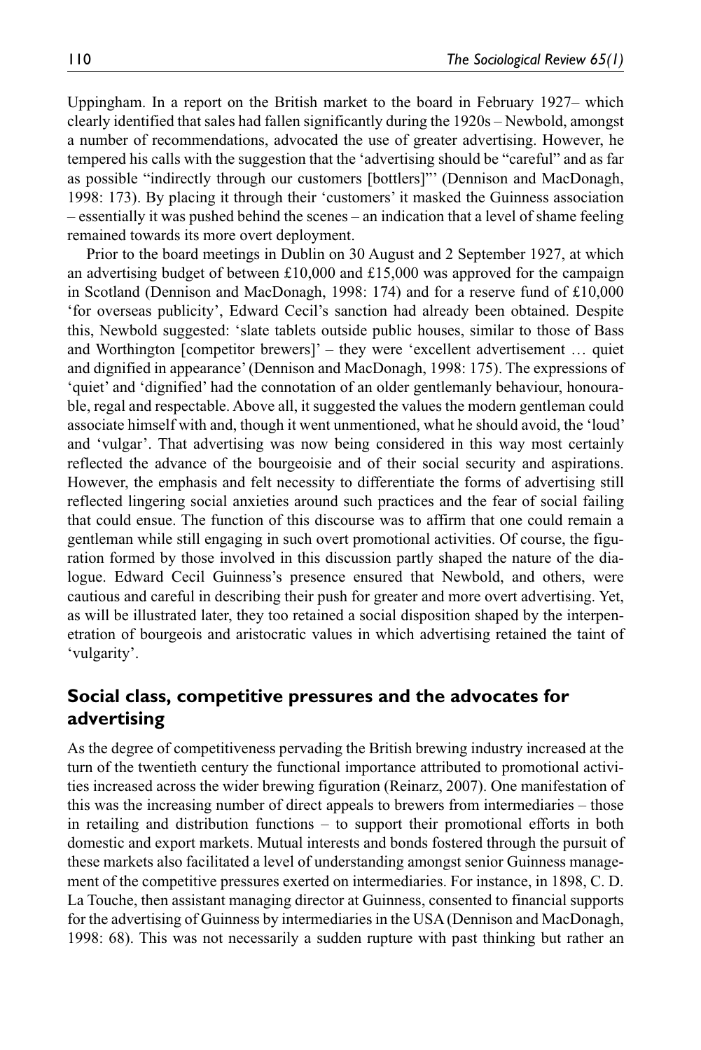Uppingham. In a report on the British market to the board in February 1927– which clearly identified that sales had fallen significantly during the 1920s – Newbold, amongst a number of recommendations, advocated the use of greater advertising. However, he tempered his calls with the suggestion that the 'advertising should be "careful" and as far as possible "indirectly through our customers [bottlers]"' (Dennison and MacDonagh, 1998: 173). By placing it through their 'customers' it masked the Guinness association – essentially it was pushed behind the scenes – an indication that a level of shame feeling remained towards its more overt deployment.

Prior to the board meetings in Dublin on 30 August and 2 September 1927, at which an advertising budget of between £10,000 and £15,000 was approved for the campaign in Scotland (Dennison and MacDonagh, 1998: 174) and for a reserve fund of £10,000 'for overseas publicity', Edward Cecil's sanction had already been obtained. Despite this, Newbold suggested: 'slate tablets outside public houses, similar to those of Bass and Worthington [competitor brewers]' – they were 'excellent advertisement … quiet and dignified in appearance' (Dennison and MacDonagh, 1998: 175). The expressions of 'quiet' and 'dignified' had the connotation of an older gentlemanly behaviour, honourable, regal and respectable. Above all, it suggested the values the modern gentleman could associate himself with and, though it went unmentioned, what he should avoid, the 'loud' and 'vulgar'. That advertising was now being considered in this way most certainly reflected the advance of the bourgeoisie and of their social security and aspirations. However, the emphasis and felt necessity to differentiate the forms of advertising still reflected lingering social anxieties around such practices and the fear of social failing that could ensue. The function of this discourse was to affirm that one could remain a gentleman while still engaging in such overt promotional activities. Of course, the figuration formed by those involved in this discussion partly shaped the nature of the dialogue. Edward Cecil Guinness's presence ensured that Newbold, and others, were cautious and careful in describing their push for greater and more overt advertising. Yet, as will be illustrated later, they too retained a social disposition shaped by the interpenetration of bourgeois and aristocratic values in which advertising retained the taint of 'vulgarity'.

## Social class, competitive pressures and the advocates for advertising

As the degree of competitiveness pervading the British brewing industry increased at the turn of the twentieth century the functional importance attributed to promotional activities increased across the wider brewing figuration (Reinarz, 2007). One manifestation of this was the increasing number of direct appeals to brewers from intermediaries – those in retailing and distribution functions – to support their promotional efforts in both domestic and export markets. Mutual interests and bonds fostered through the pursuit of these markets also facilitated a level of understanding amongst senior Guinness management of the competitive pressures exerted on intermediaries. For instance, in 1898, C. D. La Touche, then assistant managing director at Guinness, consented to financial supports for the advertising of Guinness by intermediaries in the USA (Dennison and MacDonagh, 1998: 68). This was not necessarily a sudden rupture with past thinking but rather an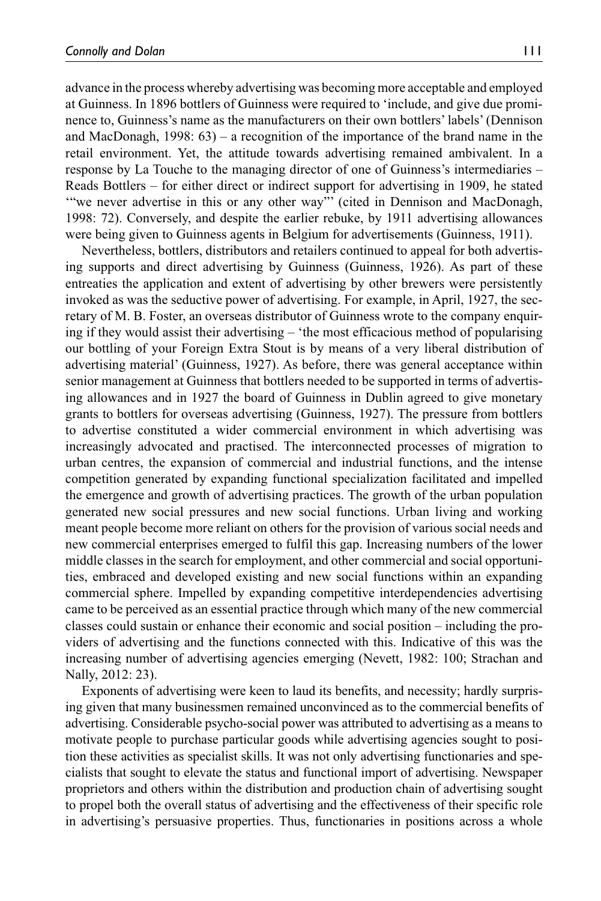advance in the process whereby advertising was becoming more acceptable and employed at Guinness. In 1896 bottlers of Guinness were required to 'include, and give due prominence to, Guinness's name as the manufacturers on their own bottlers' labels' (Dennison and MacDonagh, 1998: 63) – a recognition of the importance of the brand name in the retail environment. Yet, the attitude towards advertising remained ambivalent. In a response by La Touche to the managing director of one of Guinness's intermediaries – Reads Bottlers – for either direct or indirect support for advertising in 1909, he stated '"we never advertise in this or any other way"' (cited in Dennison and MacDonagh, 1998: 72). Conversely, and despite the earlier rebuke, by 1911 advertising allowances were being given to Guinness agents in Belgium for advertisements (Guinness, 1911).

Nevertheless, bottlers, distributors and retailers continued to appeal for both advertising supports and direct advertising by Guinness (Guinness, 1926). As part of these entreaties the application and extent of advertising by other brewers were persistently invoked as was the seductive power of advertising. For example, in April, 1927, the secretary of M. B. Foster, an overseas distributor of Guinness wrote to the company enquiring if they would assist their advertising – 'the most efficacious method of popularising our bottling of your Foreign Extra Stout is by means of a very liberal distribution of advertising material' (Guinness, 1927). As before, there was general acceptance within senior management at Guinness that bottlers needed to be supported in terms of advertising allowances and in 1927 the board of Guinness in Dublin agreed to give monetary grants to bottlers for overseas advertising (Guinness, 1927). The pressure from bottlers to advertise constituted a wider commercial environment in which advertising was increasingly advocated and practised. The interconnected processes of migration to urban centres, the expansion of commercial and industrial functions, and the intense competition generated by expanding functional specialization facilitated and impelled the emergence and growth of advertising practices. The growth of the urban population generated new social pressures and new social functions. Urban living and working meant people become more reliant on others for the provision of various social needs and new commercial enterprises emerged to fulfil this gap. Increasing numbers of the lower middle classes in the search for employment, and other commercial and social opportunities, embraced and developed existing and new social functions within an expanding commercial sphere. Impelled by expanding competitive interdependencies advertising came to be perceived as an essential practice through which many of the new commercial classes could sustain or enhance their economic and social position – including the providers of advertising and the functions connected with this. Indicative of this was the increasing number of advertising agencies emerging (Nevett, 1982: 100; Strachan and Nally, 2012: 23).

Exponents of advertising were keen to laud its benefits, and necessity; hardly surprising given that many businessmen remained unconvinced as to the commercial benefits of advertising. Considerable psycho-social power was attributed to advertising as a means to motivate people to purchase particular goods while advertising agencies sought to position these activities as specialist skills. It was not only advertising functionaries and specialists that sought to elevate the status and functional import of advertising. Newspaper proprietors and others within the distribution and production chain of advertising sought to propel both the overall status of advertising and the effectiveness of their specific role in advertising's persuasive properties. Thus, functionaries in positions across a whole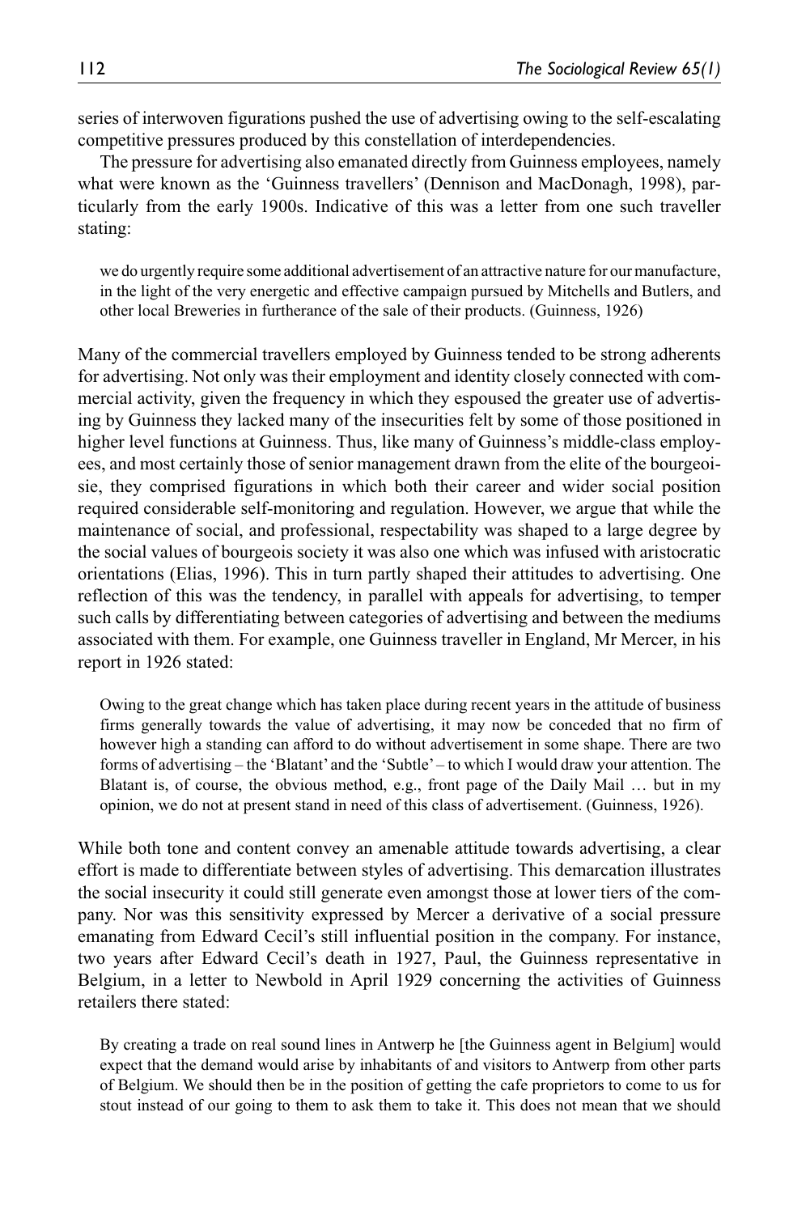series of interwoven figurations pushed the use of advertising owing to the self-escalating competitive pressures produced by this constellation of interdependencies.

The pressure for advertising also emanated directly from Guinness employees, namely what were known as the 'Guinness travellers' (Dennison and MacDonagh, 1998), particularly from the early 1900s. Indicative of this was a letter from one such traveller stating:

> we do urgently require some additional advertisement of an attractive nature for our manufacture, in the light of the very energetic and effective campaign pursued by Mitchells and Butlers, and other local Breweries in furtherance of the sale of their products. (Guinness, 1926)

Many of the commercial travellers employed by Guinness tended to be strong adherents for advertising. Not only was their employment and identity closely connected with commercial activity, given the frequency in which they espoused the greater use of advertising by Guinness they lacked many of the insecurities felt by some of those positioned in higher level functions at Guinness. Thus, like many of Guinness's middle-class employees, and most certainly those of senior management drawn from the elite of the bourgeoisie, they comprised figurations in which both their career and wider social position required considerable self-monitoring and regulation. However, we argue that while the maintenance of social, and professional, respectability was shaped to a large degree by the social values of bourgeois society it was also one which was infused with aristocratic orientations (Elias, 1996). This in turn partly shaped their attitudes to advertising. One reflection of this was the tendency, in parallel with appeals for advertising, to temper such calls by differentiating between categories of advertising and between the mediums associated with them. For example, one Guinness traveller in England, Mr Mercer, in his report in 1926 stated:

> Owing to the great change which has taken place during recent years in the attitude of business firms generally towards the value of advertising, it may now be conceded that no firm of however high a standing can afford to do without advertisement in some shape. There are two forms of advertising – the 'Blatant' and the 'Subtle' – to which I would draw your attention. The Blatant is, of course, the obvious method, e.g., front page of the Daily Mail … but in my opinion, we do not at present stand in need of this class of advertisement. (Guinness, 1926).

While both tone and content convey an amenable attitude towards advertising, a clear effort is made to differentiate between styles of advertising. This demarcation illustrates the social insecurity it could still generate even amongst those at lower tiers of the company. Nor was this sensitivity expressed by Mercer a derivative of a social pressure emanating from Edward Cecil's still influential position in the company. For instance, two years after Edward Cecil's death in 1927, Paul, the Guinness representative in Belgium, in a letter to Newbold in April 1929 concerning the activities of Guinness retailers there stated:

> By creating a trade on real sound lines in Antwerp he [the Guinness agent in Belgium] would expect that the demand would arise by inhabitants of and visitors to Antwerp from other parts of Belgium. We should then be in the position of getting the cafe proprietors to come to us for stout instead of our going to them to ask them to take it. This does not mean that we should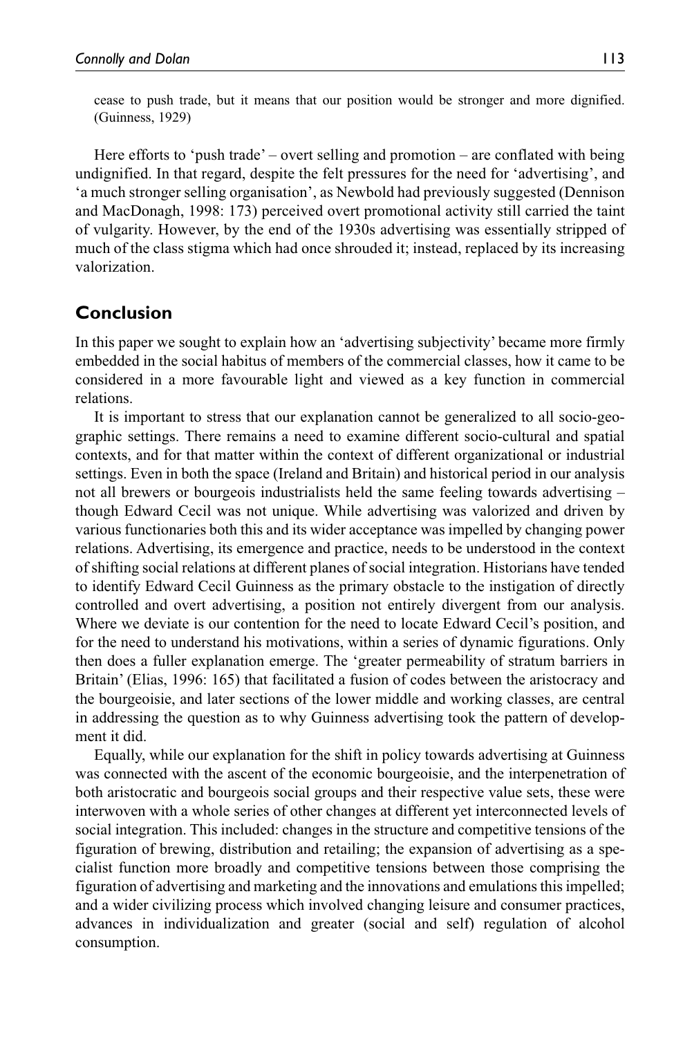cease to push trade, but it means that our position would be stronger and more dignified. (Guinness, 1929)

Here efforts to 'push trade' – overt selling and promotion – are conflated with being undignified. In that regard, despite the felt pressures for the need for 'advertising', and 'a much stronger selling organisation', as Newbold had previously suggested (Dennison and MacDonagh, 1998: 173) perceived overt promotional activity still carried the taint of vulgarity. However, by the end of the 1930s advertising was essentially stripped of much of the class stigma which had once shrouded it; instead, replaced by its increasing valorization.

## Conclusion

In this paper we sought to explain how an 'advertising subjectivity' became more firmly embedded in the social habitus of members of the commercial classes, how it came to be considered in a more favourable light and viewed as a key function in commercial relations.

It is important to stress that our explanation cannot be generalized to all socio-geographic settings. There remains a need to examine different socio-cultural and spatial contexts, and for that matter within the context of different organizational or industrial settings. Even in both the space (Ireland and Britain) and historical period in our analysis not all brewers or bourgeois industrialists held the same feeling towards advertising – though Edward Cecil was not unique. While advertising was valorized and driven by various functionaries both this and its wider acceptance was impelled by changing power relations. Advertising, its emergence and practice, needs to be understood in the context of shifting social relations at different planes of social integration. Historians have tended to identify Edward Cecil Guinness as the primary obstacle to the instigation of directly controlled and overt advertising, a position not entirely divergent from our analysis. Where we deviate is our contention for the need to locate Edward Cecil's position, and for the need to understand his motivations, within a series of dynamic figurations. Only then does a fuller explanation emerge. The 'greater permeability of stratum barriers in Britain' (Elias, 1996: 165) that facilitated a fusion of codes between the aristocracy and the bourgeoisie, and later sections of the lower middle and working classes, are central in addressing the question as to why Guinness advertising took the pattern of development it did.

Equally, while our explanation for the shift in policy towards advertising at Guinness was connected with the ascent of the economic bourgeoisie, and the interpenetration of both aristocratic and bourgeois social groups and their respective value sets, these were interwoven with a whole series of other changes at different yet interconnected levels of social integration. This included: changes in the structure and competitive tensions of the figuration of brewing, distribution and retailing; the expansion of advertising as a specialist function more broadly and competitive tensions between those comprising the figuration of advertising and marketing and the innovations and emulations this impelled; and a wider civilizing process which involved changing leisure and consumer practices, advances in individualization and greater (social and self) regulation of alcohol consumption.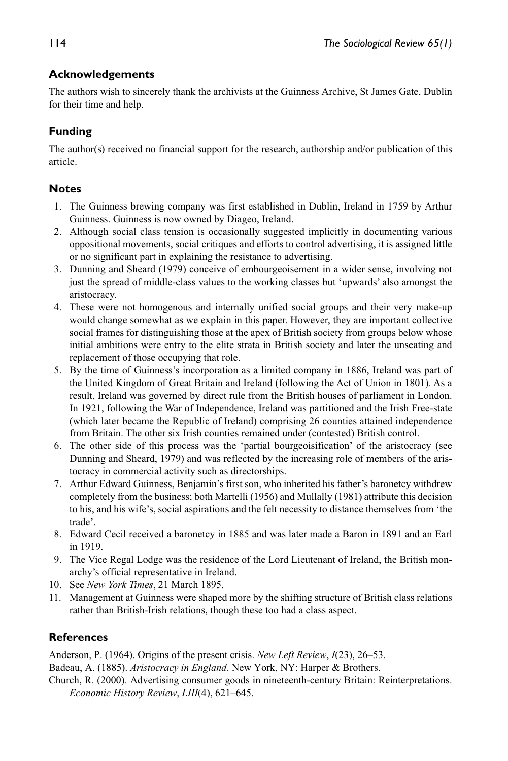## Acknowledgements

The authors wish to sincerely thank the archivists at the Guinness Archive, St James Gate, Dublin for their time and help.

## Funding

The author(s) received no financial support for the research, authorship and/or publication of this article.

## Notes

1. The Guinness brewing company was first established in Dublin, Ireland in 1759 by Arthur Guinness. Guinness is now owned by Diageo, Ireland.
2. Although social class tension is occasionally suggested implicitly in documenting various oppositional movements, social critiques and efforts to control advertising, it is assigned little or no significant part in explaining the resistance to advertising.
3. Dunning and Sheard (1979) conceive of embourgeoisement in a wider sense, involving not just the spread of middle-class values to the working classes but 'upwards' also amongst the aristocracy.
4. These were not homogenous and internally unified social groups and their very make-up would change somewhat as we explain in this paper. However, they are important collective social frames for distinguishing those at the apex of British society from groups below whose initial ambitions were entry to the elite strata in British society and later the unseating and replacement of those occupying that role.
5. By the time of Guinness's incorporation as a limited company in 1886, Ireland was part of the United Kingdom of Great Britain and Ireland (following the Act of Union in 1801). As a result, Ireland was governed by direct rule from the British houses of parliament in London. In 1921, following the War of Independence, Ireland was partitioned and the Irish Free-state (which later became the Republic of Ireland) comprising 26 counties attained independence from Britain. The other six Irish counties remained under (contested) British control.
6. The other side of this process was the 'partial bourgeoisification' of the aristocracy (see Dunning and Sheard, 1979) and was reflected by the increasing role of members of the aristocracy in commercial activity such as directorships.
7. Arthur Edward Guinness, Benjamin's first son, who inherited his father's baronetcy withdrew completely from the business; both Martelli (1956) and Mullally (1981) attribute this decision to his, and his wife's, social aspirations and the felt necessity to distance themselves from 'the trade'.
8. Edward Cecil received a baronetcy in 1885 and was later made a Baron in 1891 and an Earl in 1919.
9. The Vice Regal Lodge was the residence of the Lord Lieutenant of Ireland, the British monarchy's official representative in Ireland.
10. See *New York Times*, 21 March 1895.
11. Management at Guinness were shaped more by the shifting structure of British class relations rather than British-Irish relations, though these too had a class aspect.

## References

Anderson, P. (1964). Origins of the present crisis. *New Left Review*, *I*(23), 26–53.

Badeau, A. (1885). *Aristocracy in England*. New York, NY: Harper & Brothers.

Church, R. (2000). Advertising consumer goods in nineteenth-century Britain: Reinterpretations. *Economic History Review*, *LIII*(4), 621–645.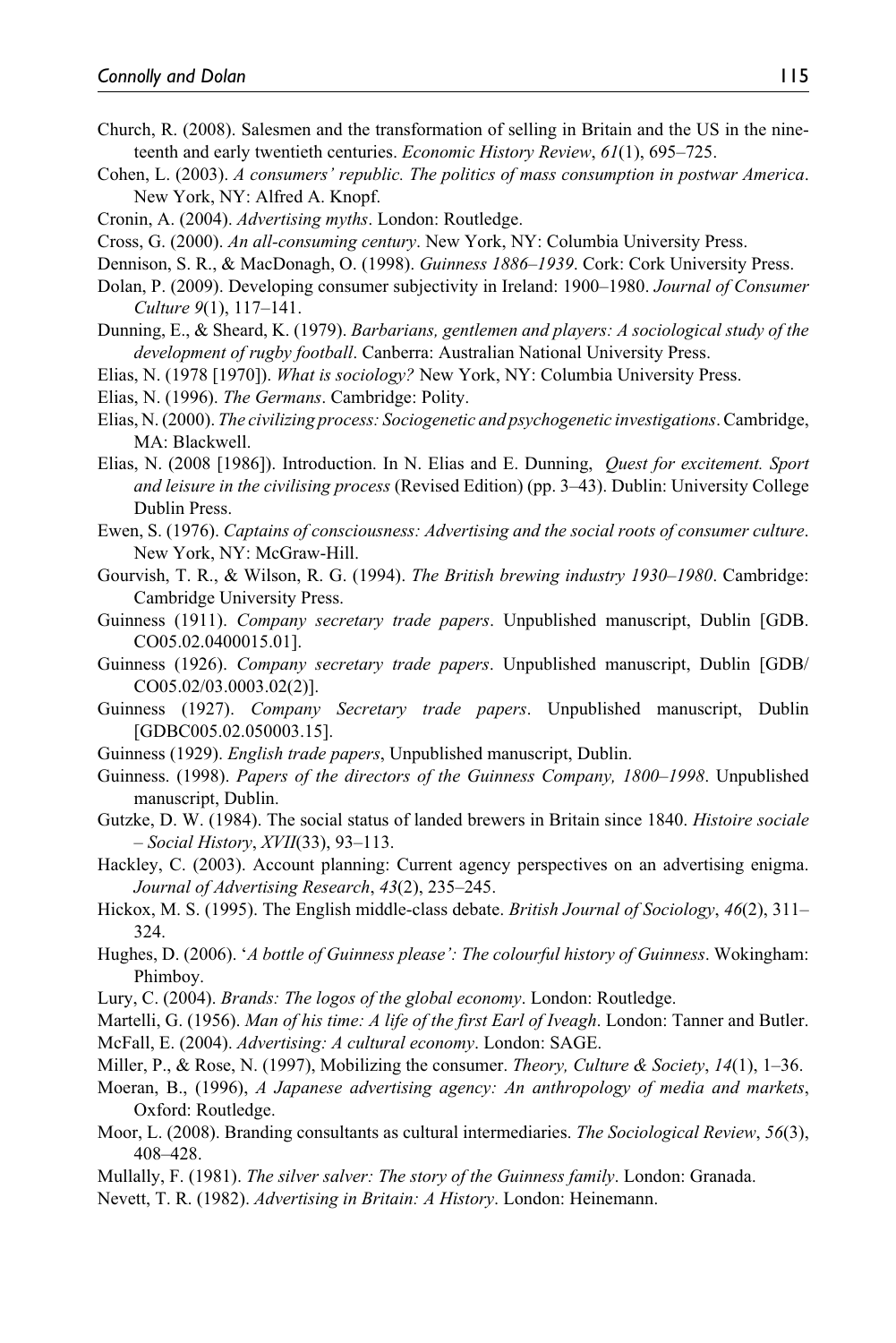Church, R. (2008). Salesmen and the transformation of selling in Britain and the US in the nineteenth and early twentieth centuries. *Economic History Review*, *61*(1), 695–725.

Cohen, L. (2003). *A consumers' republic. The politics of mass consumption in postwar America*. New York, NY: Alfred A. Knopf.

Cronin, A. (2004). *Advertising myths*. London: Routledge.

Cross, G. (2000). *An all-consuming century*. New York, NY: Columbia University Press.

Dennison, S. R., & MacDonagh, O. (1998). *Guinness 1886–1939*. Cork: Cork University Press.

Dolan, P. (2009). Developing consumer subjectivity in Ireland: 1900–1980. *Journal of Consumer Culture 9*(1), 117–141.

Dunning, E., & Sheard, K. (1979). *Barbarians, gentlemen and players: A sociological study of the development of rugby football*. Canberra: Australian National University Press.

Elias, N. (1978 [1970]). *What is sociology?* New York, NY: Columbia University Press.

Elias, N. (1996). *The Germans*. Cambridge: Polity.

Elias, N. (2000). *The civilizing process: Sociogenetic and psychogenetic investigations*. Cambridge, MA: Blackwell.

Elias, N. (2008 [1986]). Introduction. In N. Elias and E. Dunning, *Quest for excitement. Sport and leisure in the civilising process* (Revised Edition) (pp. 3–43). Dublin: University College Dublin Press.

Ewen, S. (1976). *Captains of consciousness: Advertising and the social roots of consumer culture*. New York, NY: McGraw-Hill.

Gourvish, T. R., & Wilson, R. G. (1994). *The British brewing industry 1930–1980*. Cambridge: Cambridge University Press.

Guinness (1911). *Company secretary trade papers*. Unpublished manuscript, Dublin [GDB. CO05.02.0400015.01].

Guinness (1926). *Company secretary trade papers*. Unpublished manuscript, Dublin [GDB/ CO05.02/03.0003.02(2)].

Guinness (1927). *Company Secretary trade papers*. Unpublished manuscript, Dublin [GDBC005.02.050003.15].

Guinness (1929). *English trade papers*, Unpublished manuscript, Dublin.

Guinness. (1998). *Papers of the directors of the Guinness Company, 1800–1998*. Unpublished manuscript, Dublin.

Gutzke, D. W. (1984). The social status of landed brewers in Britain since 1840. *Histoire sociale – Social History*, *XVII*(33), 93–113.

Hackley, C. (2003). Account planning: Current agency perspectives on an advertising enigma. *Journal of Advertising Research*, *43*(2), 235–245.

Hickox, M. S. (1995). The English middle-class debate. *British Journal of Sociology*, *46*(2), 311–324.

Hughes, D. (2006). '*A bottle of Guinness please': The colourful history of Guinness*. Wokingham: Phimboy.

Lury, C. (2004). *Brands: The logos of the global economy*. London: Routledge.

Martelli, G. (1956). *Man of his time: A life of the first Earl of Iveagh*. London: Tanner and Butler.

McFall, E. (2004). *Advertising: A cultural economy*. London: SAGE.

Miller, P., & Rose, N. (1997), Mobilizing the consumer. *Theory, Culture & Society*, *14*(1), 1–36.

Moeran, B., (1996), *A Japanese advertising agency: An anthropology of media and markets*, Oxford: Routledge.

Moor, L. (2008). Branding consultants as cultural intermediaries. *The Sociological Review*, *56*(3), 408–428.

Mullally, F. (1981). *The silver salver: The story of the Guinness family*. London: Granada.

Nevett, T. R. (1982). *Advertising in Britain: A History*. London: Heinemann.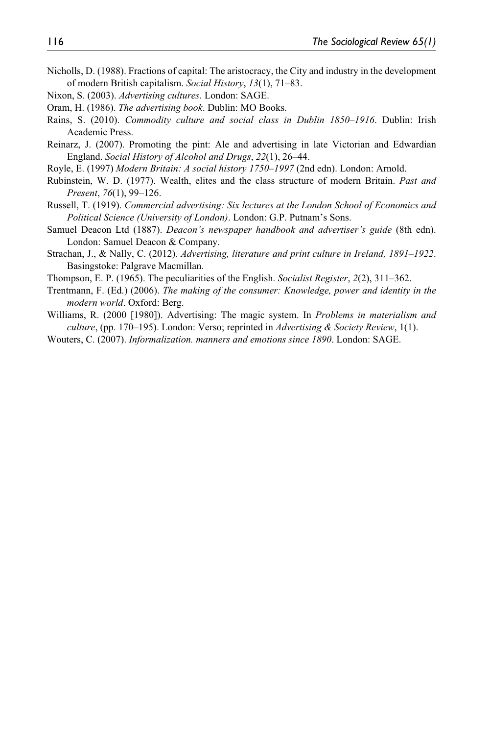Nicholls, D. (1988). Fractions of capital: The aristocracy, the City and industry in the development of modern British capitalism. *Social History*, *13*(1), 71–83.

Nixon, S. (2003). *Advertising cultures*. London: SAGE.

Oram, H. (1986). *The advertising book*. Dublin: MO Books.

Rains, S. (2010). *Commodity culture and social class in Dublin 1850–1916*. Dublin: Irish Academic Press.

Reinarz, J. (2007). Promoting the pint: Ale and advertising in late Victorian and Edwardian England. *Social History of Alcohol and Drugs*, *22*(1), 26–44.

Royle, E. (1997) *Modern Britain: A social history 1750–1997* (2nd edn). London: Arnold.

Rubinstein, W. D. (1977). Wealth, elites and the class structure of modern Britain. *Past and Present*, *76*(1), 99–126.

Russell, T. (1919). *Commercial advertising: Six lectures at the London School of Economics and Political Science (University of London)*. London: G.P. Putnam's Sons.

Samuel Deacon Ltd (1887). *Deacon's newspaper handbook and advertiser's guide* (8th edn). London: Samuel Deacon & Company.

Strachan, J., & Nally, C. (2012). *Advertising, literature and print culture in Ireland, 1891–1922*. Basingstoke: Palgrave Macmillan.

Thompson, E. P. (1965). The peculiarities of the English. *Socialist Register*, *2*(2), 311–362.

Trentmann, F. (Ed.) (2006). *The making of the consumer: Knowledge, power and identity in the modern world*. Oxford: Berg.

Williams, R. (2000 [1980]). Advertising: The magic system. In *Problems in materialism and culture*, (pp. 170–195). London: Verso; reprinted in *Advertising & Society Review*, 1(1).

Wouters, C. (2007). *Informalization. manners and emotions since 1890*. London: SAGE.